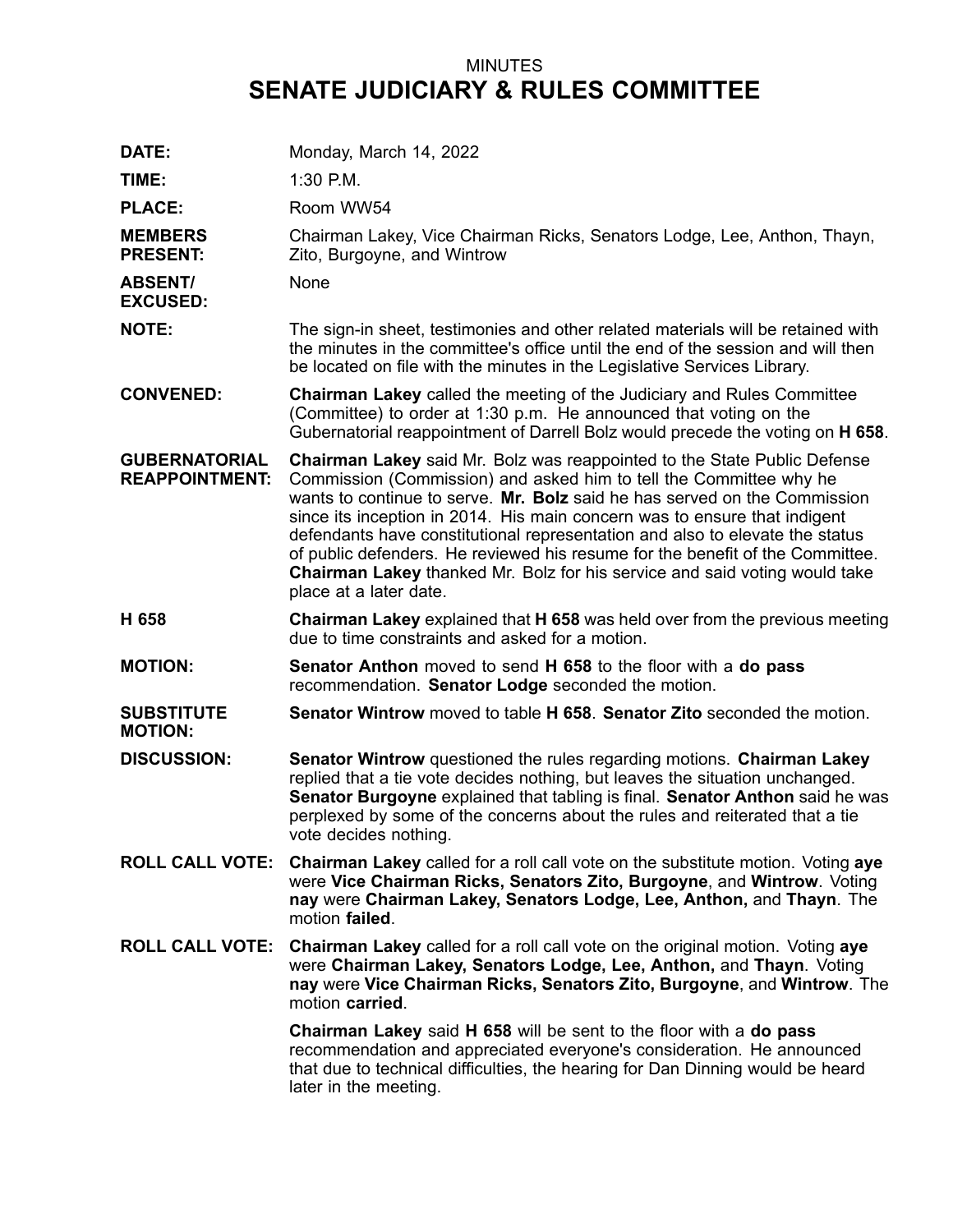MINUTES

# SENATE JUDICIARY & RULES COMMITTEE

**DATE:** Monday, March 14, 2022

**TIME:** 1:30 P.M.

**PLACE:** Room WW54

**MEMBERS PRESENT:** Chairman Lakey, Vice Chairman Ricks, Senators Lodge, Lee, Anthon, Thayn, Zito, Burgoyne, and Wintrow

**ABSENT/ EXCUSED:** None

**NOTE:** The sign-in sheet, testimonies and other related materials will be retained with the minutes in the committee's office until the end of the session and will then be located on file with the minutes in the Legislative Services Library.

**CONVENED:** **Chairman Lakey** called the meeting of the Judiciary and Rules Committee (Committee) to order at 1:30 p.m. He announced that voting on the Gubernatorial reappointment of Darrell Bolz would precede the voting on **H 658**.

**GUBERNATORIAL REAPPOINTMENT:** **Chairman Lakey** said Mr. Bolz was reappointed to the State Public Defense Commission (Commission) and asked him to tell the Committee why he wants to continue to serve. **Mr. Bolz** said he has served on the Commission since its inception in 2014. His main concern was to ensure that indigent defendants have constitutional representation and also to elevate the status of public defenders. He reviewed his resume for the benefit of the Committee. **Chairman Lakey** thanked Mr. Bolz for his service and said voting would take place at a later date.

**H 658** **Chairman Lakey** explained that **H 658** was held over from the previous meeting due to time constraints and asked for a motion.

**MOTION:** **Senator Anthon** moved to send **H 658** to the floor with a **do pass** recommendation. **Senator Lodge** seconded the motion.

**SUBSTITUTE MOTION:** **Senator Wintrow** moved to table **H 658**. **Senator Zito** seconded the motion.

**DISCUSSION:** **Senator Wintrow** questioned the rules regarding motions. **Chairman Lakey** replied that a tie vote decides nothing, but leaves the situation unchanged. **Senator Burgoyne** explained that tabling is final. **Senator Anthon** said he was perplexed by some of the concerns about the rules and reiterated that a tie vote decides nothing.

**ROLL CALL VOTE:** **Chairman Lakey** called for a roll call vote on the substitute motion. Voting **aye** were **Vice Chairman Ricks, Senators Zito, Burgoyne**, and **Wintrow**. Voting **nay** were **Chairman Lakey, Senators Lodge, Lee, Anthon,** and **Thayn**. The motion **failed**.

**ROLL CALL VOTE:** **Chairman Lakey** called for a roll call vote on the original motion. Voting **aye** were **Chairman Lakey, Senators Lodge, Lee, Anthon,** and **Thayn**. Voting **nay** were **Vice Chairman Ricks, Senators Zito, Burgoyne**, and **Wintrow**. The motion **carried**.

**Chairman Lakey** said **H 658** will be sent to the floor with a **do pass** recommendation and appreciated everyone's consideration. He announced that due to technical difficulties, the hearing for Dan Dinning would be heard later in the meeting.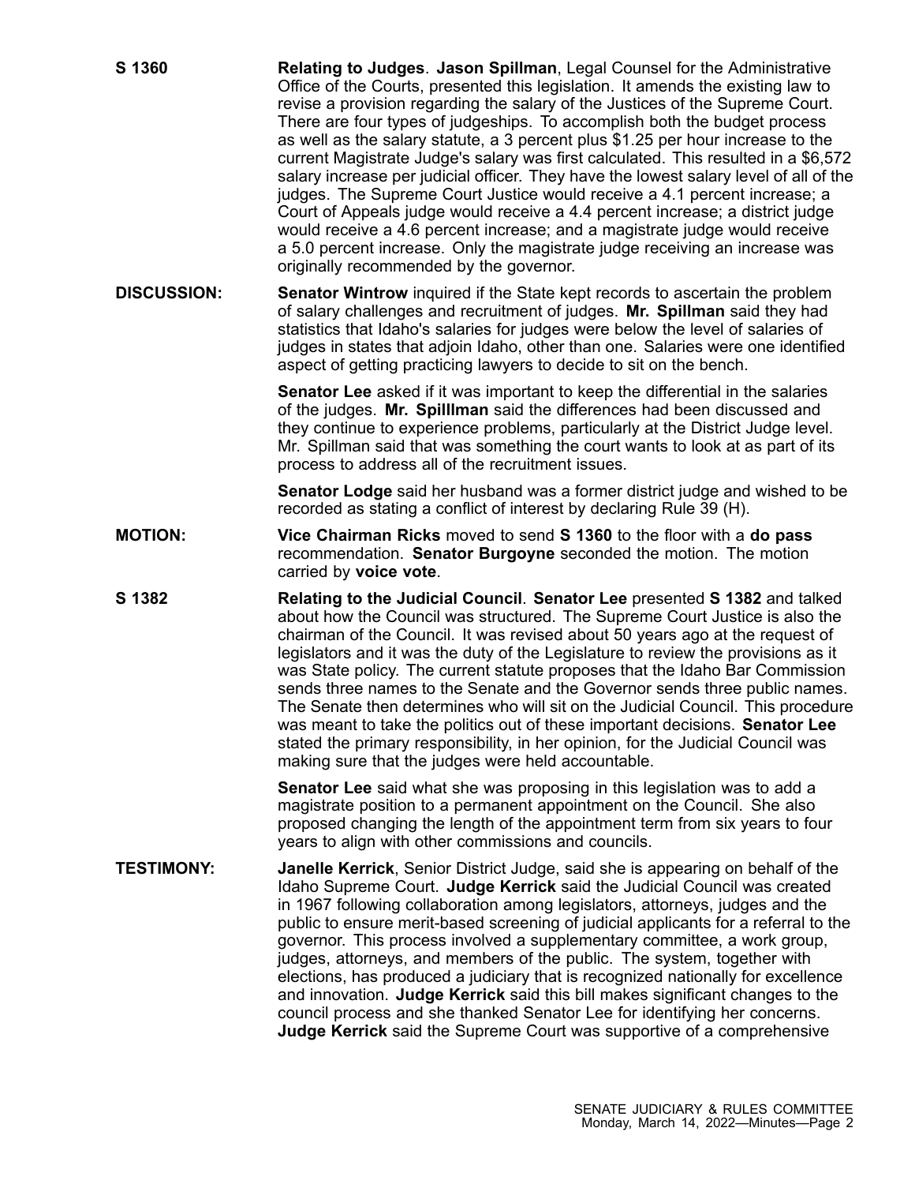**S 1360** **Relating to Judges**. **Jason Spillman**, Legal Counsel for the Administrative Office of the Courts, presented this legislation. It amends the existing law to revise a provision regarding the salary of the Justices of the Supreme Court. There are four types of judgeships. To accomplish both the budget process as well as the salary statute, a 3 percent plus $1.25 per hour increase to the current Magistrate Judge's salary was first calculated. This resulted in a $6,572 salary increase per judicial officer. They have the lowest salary level of all of the judges. The Supreme Court Justice would receive a 4.1 percent increase; a Court of Appeals judge would receive a 4.4 percent increase; a district judge would receive a 4.6 percent increase; and a magistrate judge would receive a 5.0 percent increase. Only the magistrate judge receiving an increase was originally recommended by the governor.

**DISCUSSION:** **Senator Wintrow** inquired if the State kept records to ascertain the problem of salary challenges and recruitment of judges. **Mr. Spillman** said they had statistics that Idaho's salaries for judges were below the level of salaries of judges in states that adjoin Idaho, other than one. Salaries were one identified aspect of getting practicing lawyers to decide to sit on the bench.

**Senator Lee** asked if it was important to keep the differential in the salaries of the judges. **Mr. Spilllman** said the differences had been discussed and they continue to experience problems, particularly at the District Judge level. Mr. Spillman said that was something the court wants to look at as part of its process to address all of the recruitment issues.

**Senator Lodge** said her husband was a former district judge and wished to be recorded as stating a conflict of interest by declaring Rule 39 (H).

**MOTION:** **Vice Chairman Ricks** moved to send **S 1360** to the floor with a **do pass** recommendation. **Senator Burgoyne** seconded the motion. The motion carried by **voice vote**.

**S 1382** **Relating to the Judicial Council**. **Senator Lee** presented **S 1382** and talked about how the Council was structured. The Supreme Court Justice is also the chairman of the Council. It was revised about 50 years ago at the request of legislators and it was the duty of the Legislature to review the provisions as it was State policy. The current statute proposes that the Idaho Bar Commission sends three names to the Senate and the Governor sends three public names. The Senate then determines who will sit on the Judicial Council. This procedure was meant to take the politics out of these important decisions. **Senator Lee** stated the primary responsibility, in her opinion, for the Judicial Council was making sure that the judges were held accountable.

**Senator Lee** said what she was proposing in this legislation was to add a magistrate position to a permanent appointment on the Council. She also proposed changing the length of the appointment term from six years to four years to align with other commissions and councils.

**TESTIMONY:** **Janelle Kerrick**, Senior District Judge, said she is appearing on behalf of the Idaho Supreme Court. **Judge Kerrick** said the Judicial Council was created in 1967 following collaboration among legislators, attorneys, judges and the public to ensure merit-based screening of judicial applicants for a referral to the governor. This process involved a supplementary committee, a work group, judges, attorneys, and members of the public. The system, together with elections, has produced a judiciary that is recognized nationally for excellence and innovation. **Judge Kerrick** said this bill makes significant changes to the council process and she thanked Senator Lee for identifying her concerns. **Judge Kerrick** said the Supreme Court was supportive of a comprehensive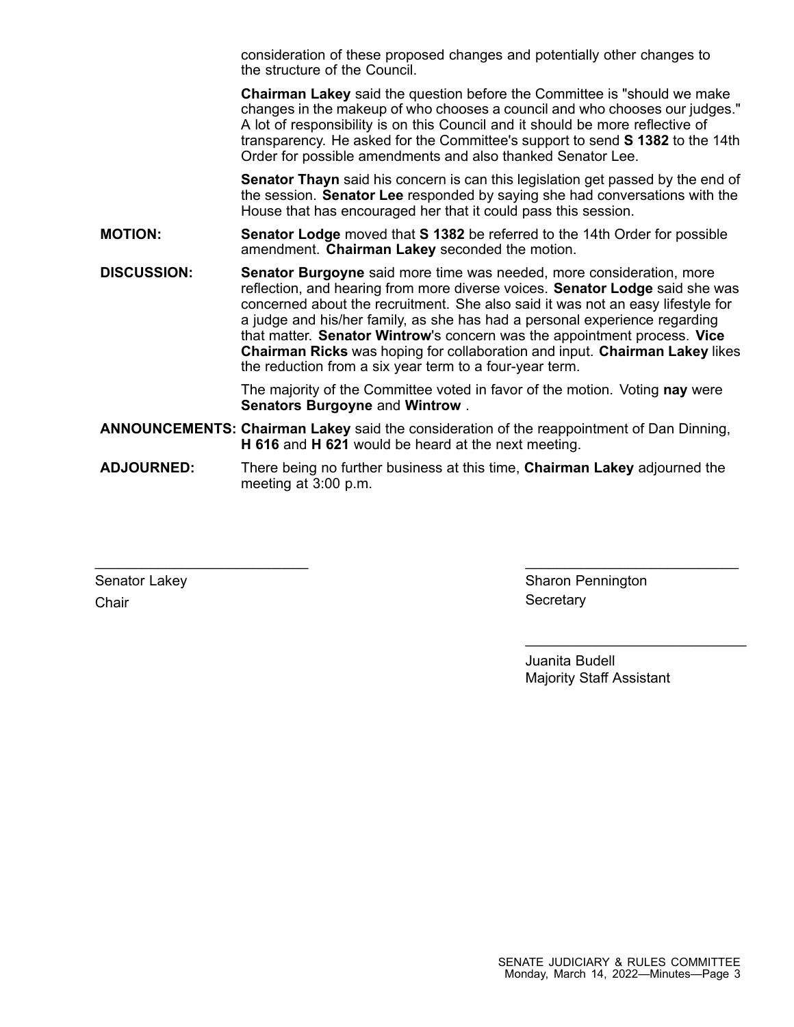consideration of these proposed changes and potentially other changes to the structure of the Council.

**Chairman Lakey** said the question before the Committee is "should we make changes in the makeup of who chooses a council and who chooses our judges." A lot of responsibility is on this Council and it should be more reflective of transparency. He asked for the Committee's support to send **S 1382** to the 14th Order for possible amendments and also thanked Senator Lee.

**Senator Thayn** said his concern is can this legislation get passed by the end of the session. **Senator Lee** responded by saying she had conversations with the House that has encouraged her that it could pass this session.

**MOTION:** **Senator Lodge** moved that **S 1382** be referred to the 14th Order for possible amendment. **Chairman Lakey** seconded the motion.

**DISCUSSION:** **Senator Burgoyne** said more time was needed, more consideration, more reflection, and hearing from more diverse voices. **Senator Lodge** said she was concerned about the recruitment. She also said it was not an easy lifestyle for a judge and his/her family, as she has had a personal experience regarding that matter. **Senator Wintrow**'s concern was the appointment process. **Vice Chairman Ricks** was hoping for collaboration and input. **Chairman Lakey** likes the reduction from a six year term to a four-year term.

The majority of the Committee voted in favor of the motion. Voting **nay** were **Senators Burgoyne** and **Wintrow** .

**ANNOUNCEMENTS:** **Chairman Lakey** said the consideration of the reappointment of Dan Dinning, **H 616** and **H 621** would be heard at the next meeting.

**ADJOURNED:** There being no further business at this time, **Chairman Lakey** adjourned the meeting at 3:00 p.m.

___________________________
Senator Lakey
Chair

___________________________
Sharon Pennington
Secretary

___________________________
Juanita Budell
Majority Staff Assistant